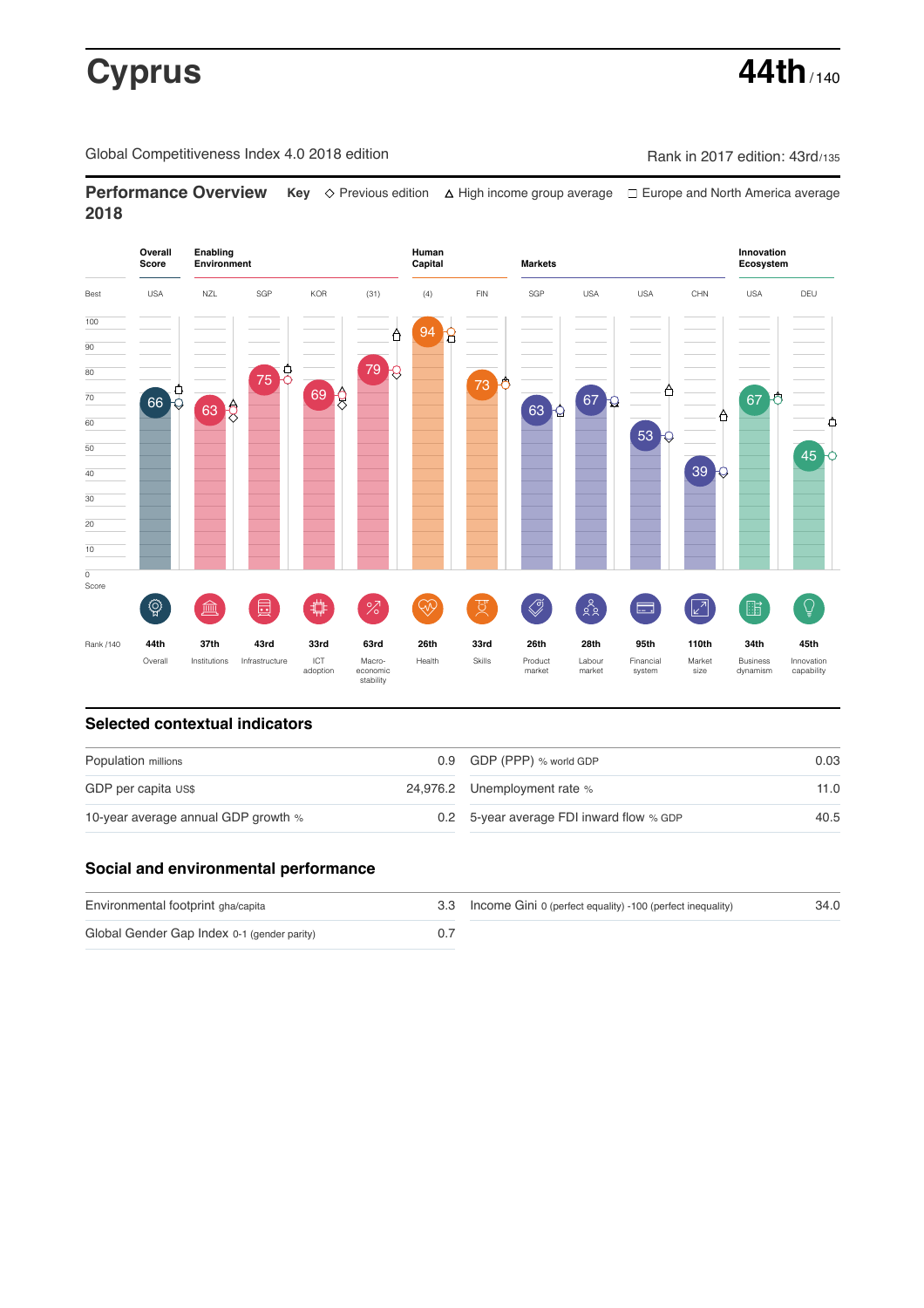# Cyprus

**44th** / 140

Global Competitiveness Index 4.0 2018 edition

Rank in 2017 edition: 43rd/135

## Performance Overview 2018

**Key** ◇ Previous edition △ High income group average ☐ Europe and North America average

| | Overall Score | Enabling Environment | | | | Human Capital | | Markets | | | | Innovation Ecosystem | |
|---|---|---|---|---|---|---|---|---|---|---|---|---|---|
| Best | USA | NZL | SGP | KOR | (31) | (4) | FIN | SGP | USA | USA | CHN | USA | DEU |
| Score | 66 | 63 | 75 | 69 | 79 | 94 | 73 | 63 | 67 | 53 | 39 | 67 | 45 |
| Rank /140 | 44th | 37th | 43rd | 33rd | 63rd | 26th | 33rd | 26th | 28th | 95th | 110th | 34th | 45th |
| | Overall | Institutions | Infrastructure | ICT adoption | Macro-economic stability | Health | Skills | Product market | Labour market | Financial system | Market size | Business dynamism | Innovation capability |

## Selected contextual indicators

| | | | |
|---|---|---|---|
| Population millions | 0.9 | GDP (PPP) % world GDP | 0.03 |
| GDP per capita US$ | 24,976.2 | Unemployment rate % | 11.0 |
| 10-year average annual GDP growth % | 0.2 | 5-year average FDI inward flow % GDP | 40.5 |

## Social and environmental performance

| | | | |
|---|---|---|---|
| Environmental footprint gha/capita | 3.3 | Income Gini 0 (perfect equality) -100 (perfect inequality) | 34.0 |
| Global Gender Gap Index 0-1 (gender parity) | 0.7 | | |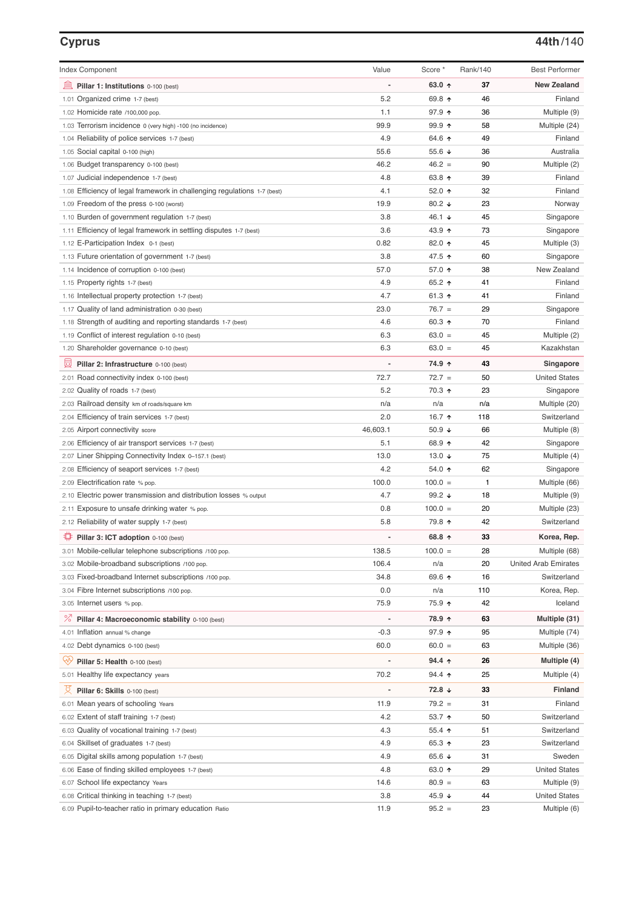## Cyprus

**44th/140**

| Index Component | Value | Score * | Rank/140 | Best Performer |
|---|---|---|---|---|
| **Pillar 1: Institutions** 0-100 (best) | - | **63.0 ↑** | **37** | **New Zealand** |
| 1.01 Organized crime 1-7 (best) | 5.2 | 69.8 ↑ | 46 | Finland |
| 1.02 Homicide rate /100,000 pop. | 1.1 | 97.9 ↑ | 36 | Multiple (9) |
| 1.03 Terrorism incidence 0 (very high) -100 (no incidence) | 99.9 | 99.9 ↑ | 58 | Multiple (24) |
| 1.04 Reliability of police services 1-7 (best) | 4.9 | 64.6 ↑ | 49 | Finland |
| 1.05 Social capital 0-100 (high) | 55.6 | 55.6 ↓ | 36 | Australia |
| 1.06 Budget transparency 0-100 (best) | 46.2 | 46.2 = | 90 | Multiple (2) |
| 1.07 Judicial independence 1-7 (best) | 4.8 | 63.8 ↑ | 39 | Finland |
| 1.08 Efficiency of legal framework in challenging regulations 1-7 (best) | 4.1 | 52.0 ↑ | 32 | Finland |
| 1.09 Freedom of the press 0-100 (worst) | 19.9 | 80.2 ↓ | 23 | Norway |
| 1.10 Burden of government regulation 1-7 (best) | 3.8 | 46.1 ↓ | 45 | Singapore |
| 1.11 Efficiency of legal framework in settling disputes 1-7 (best) | 3.6 | 43.9 ↑ | 73 | Singapore |
| 1.12 E-Participation Index 0-1 (best) | 0.82 | 82.0 ↑ | 45 | Multiple (3) |
| 1.13 Future orientation of government 1-7 (best) | 3.8 | 47.5 ↑ | 60 | Singapore |
| 1.14 Incidence of corruption 0-100 (best) | 57.0 | 57.0 ↑ | 38 | New Zealand |
| 1.15 Property rights 1-7 (best) | 4.9 | 65.2 ↑ | 41 | Finland |
| 1.16 Intellectual property protection 1-7 (best) | 4.7 | 61.3 ↑ | 41 | Finland |
| 1.17 Quality of land administration 0-30 (best) | 23.0 | 76.7 = | 29 | Singapore |
| 1.18 Strength of auditing and reporting standards 1-7 (best) | 4.6 | 60.3 ↑ | 70 | Finland |
| 1.19 Conflict of interest regulation 0-10 (best) | 6.3 | 63.0 = | 45 | Multiple (2) |
| 1.20 Shareholder governance 0-10 (best) | 6.3 | 63.0 = | 45 | Kazakhstan |
| **Pillar 2: Infrastructure** 0-100 (best) | - | **74.9 ↑** | **43** | **Singapore** |
| 2.01 Road connectivity index 0-100 (best) | 72.7 | 72.7 = | 50 | United States |
| 2.02 Quality of roads 1-7 (best) | 5.2 | 70.3 ↑ | 23 | Singapore |
| 2.03 Railroad density km of roads/square km | n/a | n/a | n/a | Multiple (20) |
| 2.04 Efficiency of train services 1-7 (best) | 2.0 | 16.7 ↑ | 118 | Switzerland |
| 2.05 Airport connectivity score | 46,603.1 | 50.9 ↓ | 66 | Multiple (8) |
| 2.06 Efficiency of air transport services 1-7 (best) | 5.1 | 68.9 ↑ | 42 | Singapore |
| 2.07 Liner Shipping Connectivity Index 0–157.1 (best) | 13.0 | 13.0 ↓ | 75 | Multiple (4) |
| 2.08 Efficiency of seaport services 1-7 (best) | 4.2 | 54.0 ↑ | 62 | Singapore |
| 2.09 Electrification rate % pop. | 100.0 | 100.0 = | 1 | Multiple (66) |
| 2.10 Electric power transmission and distribution losses % output | 4.7 | 99.2 ↓ | 18 | Multiple (9) |
| 2.11 Exposure to unsafe drinking water % pop. | 0.8 | 100.0 = | 20 | Multiple (23) |
| 2.12 Reliability of water supply 1-7 (best) | 5.8 | 79.8 ↑ | 42 | Switzerland |
| **Pillar 3: ICT adoption** 0-100 (best) | - | **68.8 ↑** | **33** | **Korea, Rep.** |
| 3.01 Mobile-cellular telephone subscriptions /100 pop. | 138.5 | 100.0 = | 28 | Multiple (68) |
| 3.02 Mobile-broadband subscriptions /100 pop. | 106.4 | n/a | 20 | United Arab Emirates |
| 3.03 Fixed-broadband Internet subscriptions /100 pop. | 34.8 | 69.6 ↑ | 16 | Switzerland |
| 3.04 Fibre Internet subscriptions /100 pop. | 0.0 | n/a | 110 | Korea, Rep. |
| 3.05 Internet users % pop. | 75.9 | 75.9 ↑ | 42 | Iceland |
| **Pillar 4: Macroeconomic stability** 0-100 (best) | - | **78.9 ↑** | **63** | **Multiple (31)** |
| 4.01 Inflation annual % change | -0.3 | 97.9 ↑ | 95 | Multiple (74) |
| 4.02 Debt dynamics 0-100 (best) | 60.0 | 60.0 = | 63 | Multiple (36) |
| **Pillar 5: Health** 0-100 (best) | - | **94.4 ↑** | **26** | **Multiple (4)** |
| 5.01 Healthy life expectancy years | 70.2 | 94.4 ↑ | 25 | Multiple (4) |
| **Pillar 6: Skills** 0-100 (best) | - | **72.8 ↓** | **33** | **Finland** |
| 6.01 Mean years of schooling Years | 11.9 | 79.2 = | 31 | Finland |
| 6.02 Extent of staff training 1-7 (best) | 4.2 | 53.7 ↑ | 50 | Switzerland |
| 6.03 Quality of vocational training 1-7 (best) | 4.3 | 55.4 ↑ | 51 | Switzerland |
| 6.04 Skillset of graduates 1-7 (best) | 4.9 | 65.3 ↑ | 23 | Switzerland |
| 6.05 Digital skills among population 1-7 (best) | 4.9 | 65.6 ↓ | 31 | Sweden |
| 6.06 Ease of finding skilled employees 1-7 (best) | 4.8 | 63.0 ↑ | 29 | United States |
| 6.07 School life expectancy Years | 14.6 | 80.9 = | 63 | Multiple (9) |
| 6.08 Critical thinking in teaching 1-7 (best) | 3.8 | 45.9 ↓ | 44 | United States |
| 6.09 Pupil-to-teacher ratio in primary education Ratio | 11.9 | 95.2 = | 23 | Multiple (6) |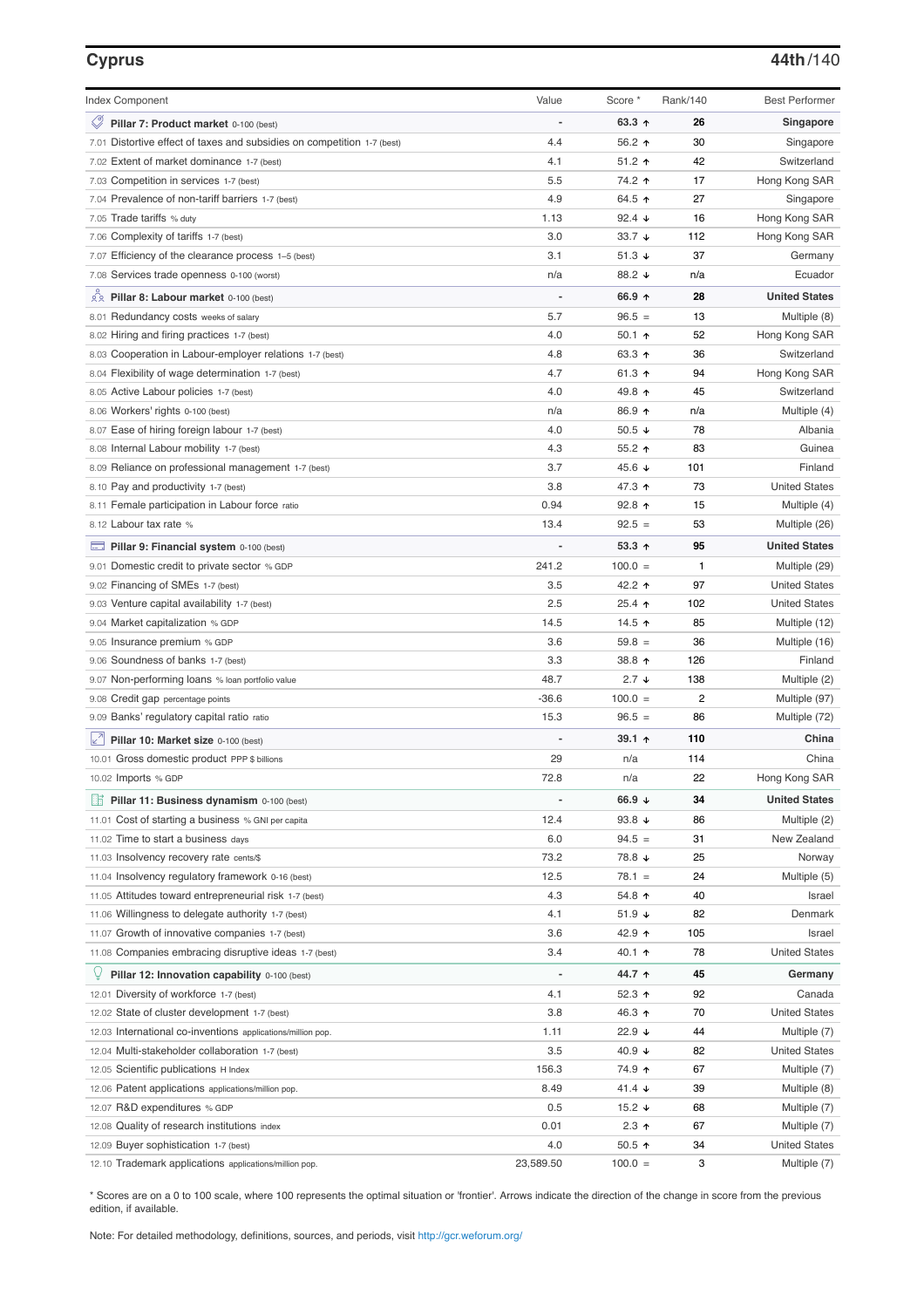## Cyprus

**44th**/140

| Index Component | Value | Score * | Rank/140 | Best Performer |
|---|---|---|---|---|
| **Pillar 7: Product market** 0-100 (best) | - | **63.3 ↑** | **26** | **Singapore** |
| 7.01 Distortive effect of taxes and subsidies on competition 1-7 (best) | 4.4 | 56.2 ↑ | 30 | Singapore |
| 7.02 Extent of market dominance 1-7 (best) | 4.1 | 51.2 ↑ | 42 | Switzerland |
| 7.03 Competition in services 1-7 (best) | 5.5 | 74.2 ↑ | 17 | Hong Kong SAR |
| 7.04 Prevalence of non-tariff barriers 1-7 (best) | 4.9 | 64.5 ↑ | 27 | Singapore |
| 7.05 Trade tariffs % duty | 1.13 | 92.4 ↓ | 16 | Hong Kong SAR |
| 7.06 Complexity of tariffs 1-7 (best) | 3.0 | 33.7 ↓ | 112 | Hong Kong SAR |
| 7.07 Efficiency of the clearance process 1–5 (best) | 3.1 | 51.3 ↓ | 37 | Germany |
| 7.08 Services trade openness 0-100 (worst) | n/a | 88.2 ↓ | n/a | Ecuador |
| **Pillar 8: Labour market** 0-100 (best) | - | **66.9 ↑** | **28** | **United States** |
| 8.01 Redundancy costs weeks of salary | 5.7 | 96.5 = | 13 | Multiple (8) |
| 8.02 Hiring and firing practices 1-7 (best) | 4.0 | 50.1 ↑ | 52 | Hong Kong SAR |
| 8.03 Cooperation in Labour-employer relations 1-7 (best) | 4.8 | 63.3 ↑ | 36 | Switzerland |
| 8.04 Flexibility of wage determination 1-7 (best) | 4.7 | 61.3 ↑ | 94 | Hong Kong SAR |
| 8.05 Active Labour policies 1-7 (best) | 4.0 | 49.8 ↑ | 45 | Switzerland |
| 8.06 Workers' rights 0-100 (best) | n/a | 86.9 ↑ | n/a | Multiple (4) |
| 8.07 Ease of hiring foreign labour 1-7 (best) | 4.0 | 50.5 ↓ | 78 | Albania |
| 8.08 Internal Labour mobility 1-7 (best) | 4.3 | 55.2 ↑ | 83 | Guinea |
| 8.09 Reliance on professional management 1-7 (best) | 3.7 | 45.6 ↓ | 101 | Finland |
| 8.10 Pay and productivity 1-7 (best) | 3.8 | 47.3 ↑ | 73 | United States |
| 8.11 Female participation in Labour force ratio | 0.94 | 92.8 ↑ | 15 | Multiple (4) |
| 8.12 Labour tax rate % | 13.4 | 92.5 = | 53 | Multiple (26) |
| **Pillar 9: Financial system** 0-100 (best) | - | **53.3 ↑** | **95** | **United States** |
| 9.01 Domestic credit to private sector % GDP | 241.2 | 100.0 = | 1 | Multiple (29) |
| 9.02 Financing of SMEs 1-7 (best) | 3.5 | 42.2 ↑ | 97 | United States |
| 9.03 Venture capital availability 1-7 (best) | 2.5 | 25.4 ↑ | 102 | United States |
| 9.04 Market capitalization % GDP | 14.5 | 14.5 ↑ | 85 | Multiple (12) |
| 9.05 Insurance premium % GDP | 3.6 | 59.8 = | 36 | Multiple (16) |
| 9.06 Soundness of banks 1-7 (best) | 3.3 | 38.8 ↑ | 126 | Finland |
| 9.07 Non-performing loans % loan portfolio value | 48.7 | 2.7 ↓ | 138 | Multiple (2) |
| 9.08 Credit gap percentage points | -36.6 | 100.0 = | 2 | Multiple (97) |
| 9.09 Banks' regulatory capital ratio ratio | 15.3 | 96.5 = | 86 | Multiple (72) |
| **Pillar 10: Market size** 0-100 (best) | - | **39.1 ↑** | **110** | **China** |
| 10.01 Gross domestic product PPP $ billions | 29 | n/a | 114 | China |
| 10.02 Imports % GDP | 72.8 | n/a | 22 | Hong Kong SAR |
| **Pillar 11: Business dynamism** 0-100 (best) | - | **66.9 ↓** | **34** | **United States** |
| 11.01 Cost of starting a business % GNI per capita | 12.4 | 93.8 ↓ | 86 | Multiple (2) |
| 11.02 Time to start a business days | 6.0 | 94.5 = | 31 | New Zealand |
| 11.03 Insolvency recovery rate cents/$ | 73.2 | 78.8 ↓ | 25 | Norway |
| 11.04 Insolvency regulatory framework 0-16 (best) | 12.5 | 78.1 = | 24 | Multiple (5) |
| 11.05 Attitudes toward entrepreneurial risk 1-7 (best) | 4.3 | 54.8 ↑ | 40 | Israel |
| 11.06 Willingness to delegate authority 1-7 (best) | 4.1 | 51.9 ↓ | 82 | Denmark |
| 11.07 Growth of innovative companies 1-7 (best) | 3.6 | 42.9 ↑ | 105 | Israel |
| 11.08 Companies embracing disruptive ideas 1-7 (best) | 3.4 | 40.1 ↑ | 78 | United States |
| **Pillar 12: Innovation capability** 0-100 (best) | - | **44.7 ↑** | **45** | **Germany** |
| 12.01 Diversity of workforce 1-7 (best) | 4.1 | 52.3 ↑ | 92 | Canada |
| 12.02 State of cluster development 1-7 (best) | 3.8 | 46.3 ↑ | 70 | United States |
| 12.03 International co-inventions applications/million pop. | 1.11 | 22.9 ↓ | 44 | Multiple (7) |
| 12.04 Multi-stakeholder collaboration 1-7 (best) | 3.5 | 40.9 ↓ | 82 | United States |
| 12.05 Scientific publications H Index | 156.3 | 74.9 ↑ | 67 | Multiple (7) |
| 12.06 Patent applications applications/million pop. | 8.49 | 41.4 ↓ | 39 | Multiple (8) |
| 12.07 R&D expenditures % GDP | 0.5 | 15.2 ↓ | 68 | Multiple (7) |
| 12.08 Quality of research institutions index | 0.01 | 2.3 ↑ | 67 | Multiple (7) |
| 12.09 Buyer sophistication 1-7 (best) | 4.0 | 50.5 ↑ | 34 | United States |
| 12.10 Trademark applications applications/million pop. | 23,589.50 | 100.0 = | 3 | Multiple (7) |

* Scores are on a 0 to 100 scale, where 100 represents the optimal situation or 'frontier'. Arrows indicate the direction of the change in score from the previous edition, if available.

Note: For detailed methodology, definitions, sources, and periods, visit http://gcr.weforum.org/